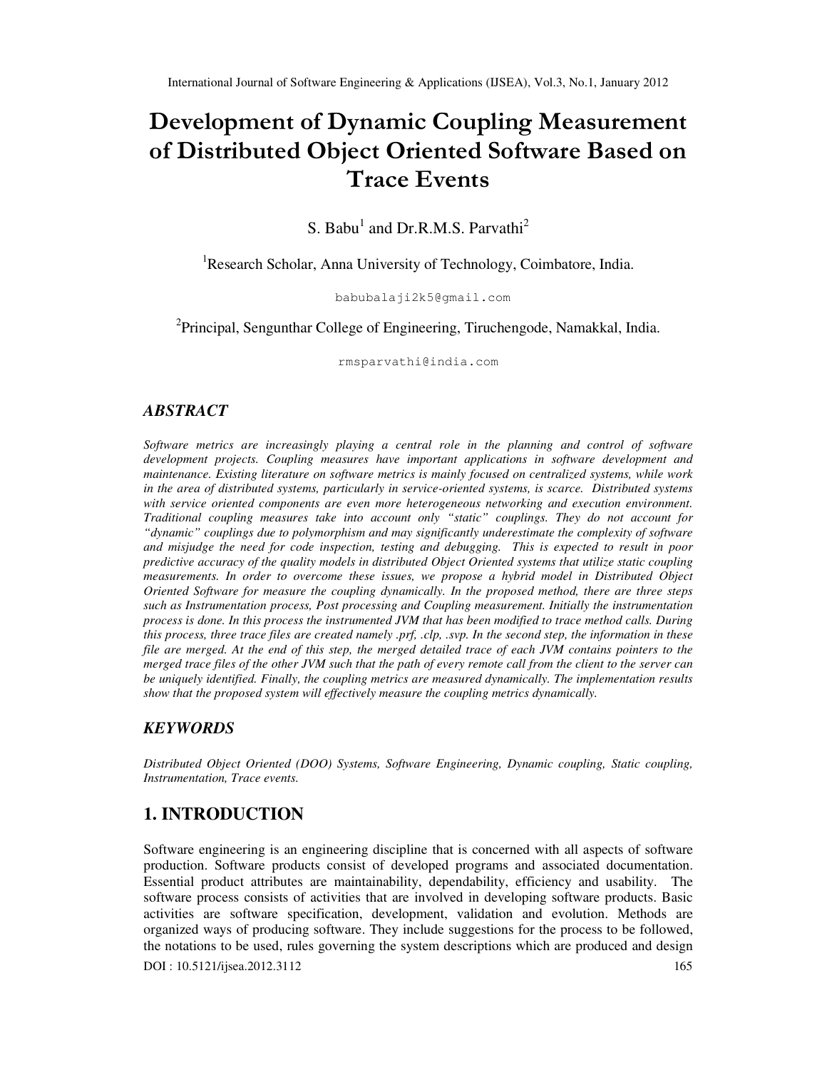# Development of Dynamic Coupling Measurement of Distributed Object Oriented Software Based on Trace Events

S. Babu[1] and Dr.R.M.S. Parvathi[2]

[1]Research Scholar, Anna University of Technology, Coimbatore, India.

babubalaji2k5@gmail.com

[2]Principal, Sengunthar College of Engineering, Tiruchengode, Namakkal, India.

rmsparvathi@india.com

## ABSTRACT

*Software metrics are increasingly playing a central role in the planning and control of software development projects. Coupling measures have important applications in software development and maintenance. Existing literature on software metrics is mainly focused on centralized systems, while work in the area of distributed systems, particularly in service-oriented systems, is scarce. Distributed systems with service oriented components are even more heterogeneous networking and execution environment. Traditional coupling measures take into account only "static" couplings. They do not account for "dynamic" couplings due to polymorphism and may significantly underestimate the complexity of software and misjudge the need for code inspection, testing and debugging. This is expected to result in poor predictive accuracy of the quality models in distributed Object Oriented systems that utilize static coupling measurements. In order to overcome these issues, we propose a hybrid model in Distributed Object Oriented Software for measure the coupling dynamically. In the proposed method, there are three steps such as Instrumentation process, Post processing and Coupling measurement. Initially the instrumentation process is done. In this process the instrumented JVM that has been modified to trace method calls. During this process, three trace files are created namely .prf, .clp, .svp. In the second step, the information in these file are merged. At the end of this step, the merged detailed trace of each JVM contains pointers to the merged trace files of the other JVM such that the path of every remote call from the client to the server can be uniquely identified. Finally, the coupling metrics are measured dynamically. The implementation results show that the proposed system will effectively measure the coupling metrics dynamically.*

## KEYWORDS

*Distributed Object Oriented (DOO) Systems, Software Engineering, Dynamic coupling, Static coupling, Instrumentation, Trace events.*

## 1. INTRODUCTION

Software engineering is an engineering discipline that is concerned with all aspects of software production. Software products consist of developed programs and associated documentation. Essential product attributes are maintainability, dependability, efficiency and usability. The software process consists of activities that are involved in developing software products. Basic activities are software specification, development, validation and evolution. Methods are organized ways of producing software. They include suggestions for the process to be followed, the notations to be used, rules governing the system descriptions which are produced and design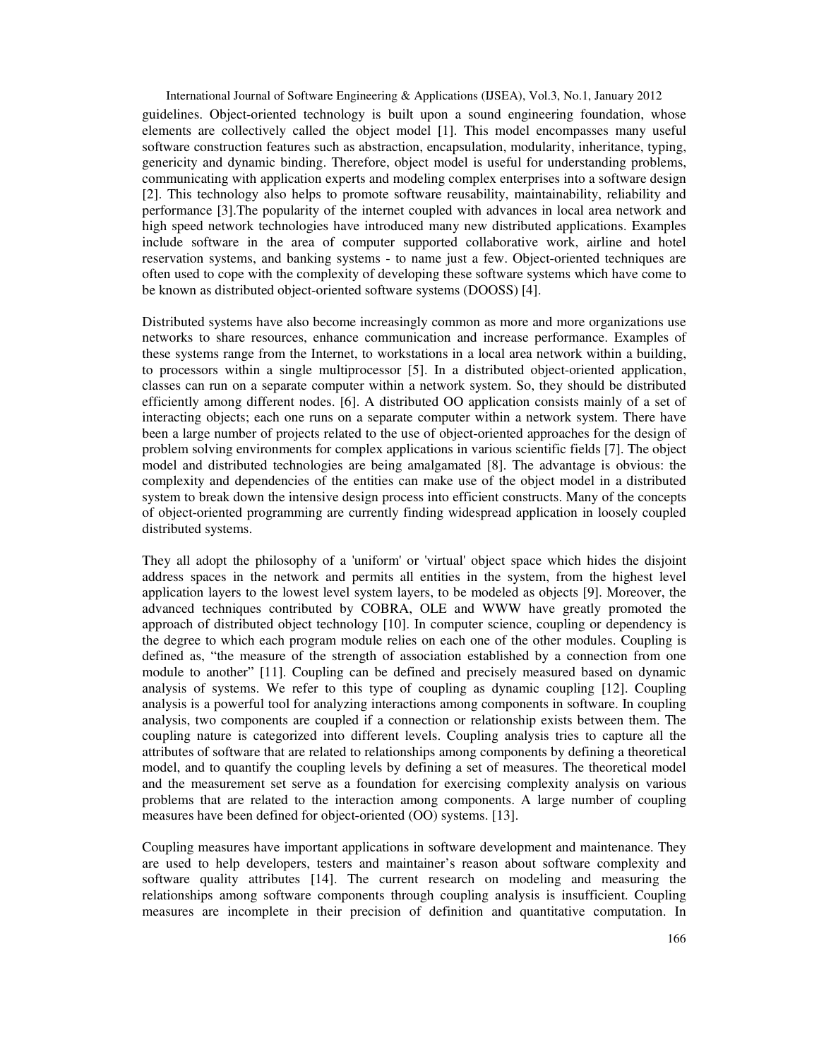guidelines. Object-oriented technology is built upon a sound engineering foundation, whose elements are collectively called the object model [1]. This model encompasses many useful software construction features such as abstraction, encapsulation, modularity, inheritance, typing, genericity and dynamic binding. Therefore, object model is useful for understanding problems, communicating with application experts and modeling complex enterprises into a software design [2]. This technology also helps to promote software reusability, maintainability, reliability and performance [3].The popularity of the internet coupled with advances in local area network and high speed network technologies have introduced many new distributed applications. Examples include software in the area of computer supported collaborative work, airline and hotel reservation systems, and banking systems - to name just a few. Object-oriented techniques are often used to cope with the complexity of developing these software systems which have come to be known as distributed object-oriented software systems (DOOSS) [4].

Distributed systems have also become increasingly common as more and more organizations use networks to share resources, enhance communication and increase performance. Examples of these systems range from the Internet, to workstations in a local area network within a building, to processors within a single multiprocessor [5]. In a distributed object-oriented application, classes can run on a separate computer within a network system. So, they should be distributed efficiently among different nodes. [6]. A distributed OO application consists mainly of a set of interacting objects; each one runs on a separate computer within a network system. There have been a large number of projects related to the use of object-oriented approaches for the design of problem solving environments for complex applications in various scientific fields [7]. The object model and distributed technologies are being amalgamated [8]. The advantage is obvious: the complexity and dependencies of the entities can make use of the object model in a distributed system to break down the intensive design process into efficient constructs. Many of the concepts of object-oriented programming are currently finding widespread application in loosely coupled distributed systems.

They all adopt the philosophy of a 'uniform' or 'virtual' object space which hides the disjoint address spaces in the network and permits all entities in the system, from the highest level application layers to the lowest level system layers, to be modeled as objects [9]. Moreover, the advanced techniques contributed by COBRA, OLE and WWW have greatly promoted the approach of distributed object technology [10]. In computer science, coupling or dependency is the degree to which each program module relies on each one of the other modules. Coupling is defined as, "the measure of the strength of association established by a connection from one module to another" [11]. Coupling can be defined and precisely measured based on dynamic analysis of systems. We refer to this type of coupling as dynamic coupling [12]. Coupling analysis is a powerful tool for analyzing interactions among components in software. In coupling analysis, two components are coupled if a connection or relationship exists between them. The coupling nature is categorized into different levels. Coupling analysis tries to capture all the attributes of software that are related to relationships among components by defining a theoretical model, and to quantify the coupling levels by defining a set of measures. The theoretical model and the measurement set serve as a foundation for exercising complexity analysis on various problems that are related to the interaction among components. A large number of coupling measures have been defined for object-oriented (OO) systems. [13].

Coupling measures have important applications in software development and maintenance. They are used to help developers, testers and maintainer's reason about software complexity and software quality attributes [14]. The current research on modeling and measuring the relationships among software components through coupling analysis is insufficient. Coupling measures are incomplete in their precision of definition and quantitative computation. In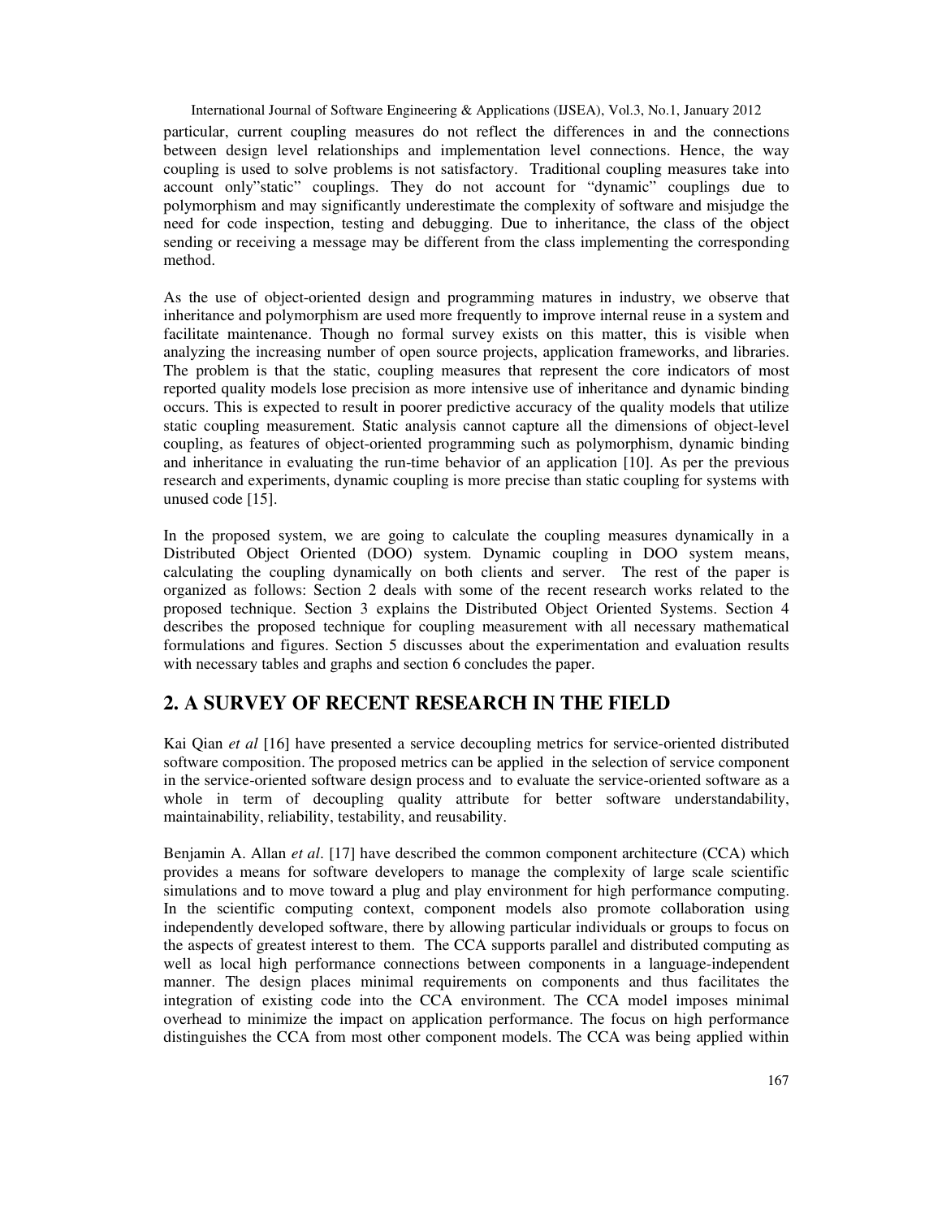particular, current coupling measures do not reflect the differences in and the connections between design level relationships and implementation level connections. Hence, the way coupling is used to solve problems is not satisfactory. Traditional coupling measures take into account only"static" couplings. They do not account for "dynamic" couplings due to polymorphism and may significantly underestimate the complexity of software and misjudge the need for code inspection, testing and debugging. Due to inheritance, the class of the object sending or receiving a message may be different from the class implementing the corresponding method.

As the use of object-oriented design and programming matures in industry, we observe that inheritance and polymorphism are used more frequently to improve internal reuse in a system and facilitate maintenance. Though no formal survey exists on this matter, this is visible when analyzing the increasing number of open source projects, application frameworks, and libraries. The problem is that the static, coupling measures that represent the core indicators of most reported quality models lose precision as more intensive use of inheritance and dynamic binding occurs. This is expected to result in poorer predictive accuracy of the quality models that utilize static coupling measurement. Static analysis cannot capture all the dimensions of object-level coupling, as features of object-oriented programming such as polymorphism, dynamic binding and inheritance in evaluating the run-time behavior of an application [10]. As per the previous research and experiments, dynamic coupling is more precise than static coupling for systems with unused code [15].

In the proposed system, we are going to calculate the coupling measures dynamically in a Distributed Object Oriented (DOO) system. Dynamic coupling in DOO system means, calculating the coupling dynamically on both clients and server. The rest of the paper is organized as follows: Section 2 deals with some of the recent research works related to the proposed technique. Section 3 explains the Distributed Object Oriented Systems. Section 4 describes the proposed technique for coupling measurement with all necessary mathematical formulations and figures. Section 5 discusses about the experimentation and evaluation results with necessary tables and graphs and section 6 concludes the paper.

## 2. A SURVEY OF RECENT RESEARCH IN THE FIELD

Kai Qian *et al* [16] have presented a service decoupling metrics for service-oriented distributed software composition. The proposed metrics can be applied in the selection of service component in the service-oriented software design process and to evaluate the service-oriented software as a whole in term of decoupling quality attribute for better software understandability, maintainability, reliability, testability, and reusability.

Benjamin A. Allan *et al*. [17] have described the common component architecture (CCA) which provides a means for software developers to manage the complexity of large scale scientific simulations and to move toward a plug and play environment for high performance computing. In the scientific computing context, component models also promote collaboration using independently developed software, there by allowing particular individuals or groups to focus on the aspects of greatest interest to them. The CCA supports parallel and distributed computing as well as local high performance connections between components in a language-independent manner. The design places minimal requirements on components and thus facilitates the integration of existing code into the CCA environment. The CCA model imposes minimal overhead to minimize the impact on application performance. The focus on high performance distinguishes the CCA from most other component models. The CCA was being applied within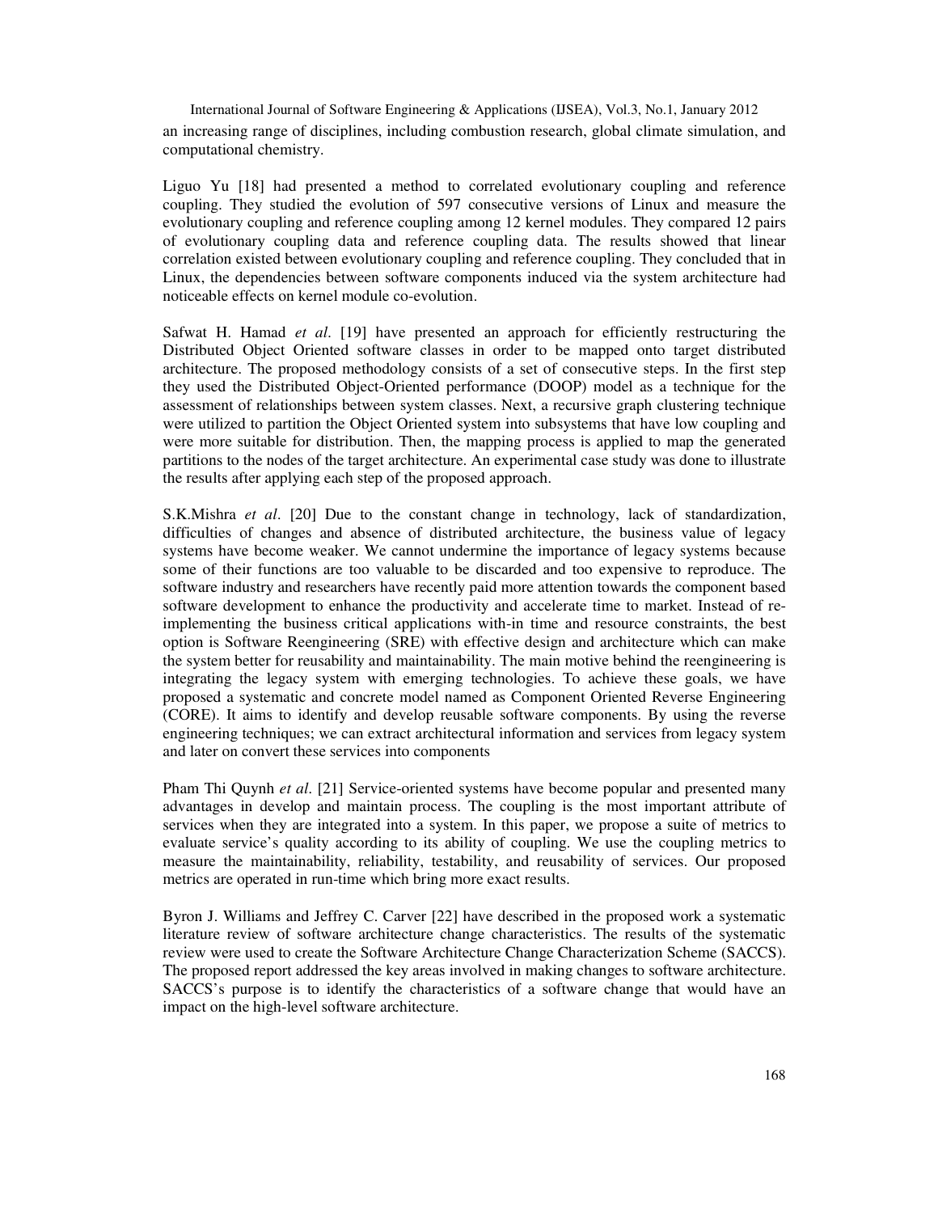an increasing range of disciplines, including combustion research, global climate simulation, and computational chemistry.

Liguo Yu [18] had presented a method to correlated evolutionary coupling and reference coupling. They studied the evolution of 597 consecutive versions of Linux and measure the evolutionary coupling and reference coupling among 12 kernel modules. They compared 12 pairs of evolutionary coupling data and reference coupling data. The results showed that linear correlation existed between evolutionary coupling and reference coupling. They concluded that in Linux, the dependencies between software components induced via the system architecture had noticeable effects on kernel module co-evolution.

Safwat H. Hamad *et al*. [19] have presented an approach for efficiently restructuring the Distributed Object Oriented software classes in order to be mapped onto target distributed architecture. The proposed methodology consists of a set of consecutive steps. In the first step they used the Distributed Object-Oriented performance (DOOP) model as a technique for the assessment of relationships between system classes. Next, a recursive graph clustering technique were utilized to partition the Object Oriented system into subsystems that have low coupling and were more suitable for distribution. Then, the mapping process is applied to map the generated partitions to the nodes of the target architecture. An experimental case study was done to illustrate the results after applying each step of the proposed approach.

S.K.Mishra *et al*. [20] Due to the constant change in technology, lack of standardization, difficulties of changes and absence of distributed architecture, the business value of legacy systems have become weaker. We cannot undermine the importance of legacy systems because some of their functions are too valuable to be discarded and too expensive to reproduce. The software industry and researchers have recently paid more attention towards the component based software development to enhance the productivity and accelerate time to market. Instead of re-implementing the business critical applications with-in time and resource constraints, the best option is Software Reengineering (SRE) with effective design and architecture which can make the system better for reusability and maintainability. The main motive behind the reengineering is integrating the legacy system with emerging technologies. To achieve these goals, we have proposed a systematic and concrete model named as Component Oriented Reverse Engineering (CORE). It aims to identify and develop reusable software components. By using the reverse engineering techniques; we can extract architectural information and services from legacy system and later on convert these services into components

Pham Thi Quynh *et al*. [21] Service-oriented systems have become popular and presented many advantages in develop and maintain process. The coupling is the most important attribute of services when they are integrated into a system. In this paper, we propose a suite of metrics to evaluate service's quality according to its ability of coupling. We use the coupling metrics to measure the maintainability, reliability, testability, and reusability of services. Our proposed metrics are operated in run-time which bring more exact results.

Byron J. Williams and Jeffrey C. Carver [22] have described in the proposed work a systematic literature review of software architecture change characteristics. The results of the systematic review were used to create the Software Architecture Change Characterization Scheme (SACCS). The proposed report addressed the key areas involved in making changes to software architecture. SACCS's purpose is to identify the characteristics of a software change that would have an impact on the high-level software architecture.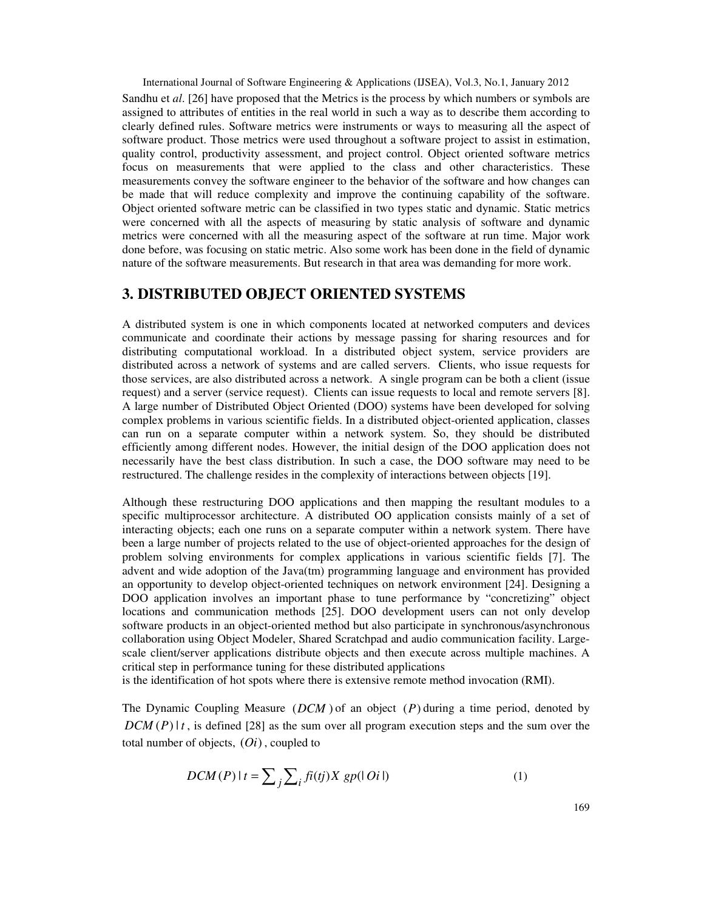Sandhu et *al*. [26] have proposed that the Metrics is the process by which numbers or symbols are assigned to attributes of entities in the real world in such a way as to describe them according to clearly defined rules. Software metrics were instruments or ways to measuring all the aspect of software product. Those metrics were used throughout a software project to assist in estimation, quality control, productivity assessment, and project control. Object oriented software metrics focus on measurements that were applied to the class and other characteristics. These measurements convey the software engineer to the behavior of the software and how changes can be made that will reduce complexity and improve the continuing capability of the software. Object oriented software metric can be classified in two types static and dynamic. Static metrics were concerned with all the aspects of measuring by static analysis of software and dynamic metrics were concerned with all the measuring aspect of the software at run time. Major work done before, was focusing on static metric. Also some work has been done in the field of dynamic nature of the software measurements. But research in that area was demanding for more work.

## 3. DISTRIBUTED OBJECT ORIENTED SYSTEMS

A distributed system is one in which components located at networked computers and devices communicate and coordinate their actions by message passing for sharing resources and for distributing computational workload. In a distributed object system, service providers are distributed across a network of systems and are called servers. Clients, who issue requests for those services, are also distributed across a network. A single program can be both a client (issue request) and a server (service request). Clients can issue requests to local and remote servers [8]. A large number of Distributed Object Oriented (DOO) systems have been developed for solving complex problems in various scientific fields. In a distributed object-oriented application, classes can run on a separate computer within a network system. So, they should be distributed efficiently among different nodes. However, the initial design of the DOO application does not necessarily have the best class distribution. In such a case, the DOO software may need to be restructured. The challenge resides in the complexity of interactions between objects [19].

Although these restructuring DOO applications and then mapping the resultant modules to a specific multiprocessor architecture. A distributed OO application consists mainly of a set of interacting objects; each one runs on a separate computer within a network system. There have been a large number of projects related to the use of object-oriented approaches for the design of problem solving environments for complex applications in various scientific fields [7]. The advent and wide adoption of the Java(tm) programming language and environment has provided an opportunity to develop object-oriented techniques on network environment [24]. Designing a DOO application involves an important phase to tune performance by "concretizing" object locations and communication methods [25]. DOO development users can not only develop software products in an object-oriented method but also participate in synchronous/asynchronous collaboration using Object Modeler, Shared Scratchpad and audio communication facility. Large-scale client/server applications distribute objects and then execute across multiple machines. A critical step in performance tuning for these distributed applications is the identification of hot spots where there is extensive remote method invocation (RMI).

The Dynamic Coupling Measure $(DCM)$ of an object $(P)$ during a time period, denoted by $DCM(P)\,|\,t$, is defined [28] as the sum over all program execution steps and the sum over the total number of objects, $(Oi)$, coupled to

$$DCM(P)\,|\,t = \sum_{j} \sum_{i} fi(tj) X \; gp(|\,Oi\,|) \tag{1}$$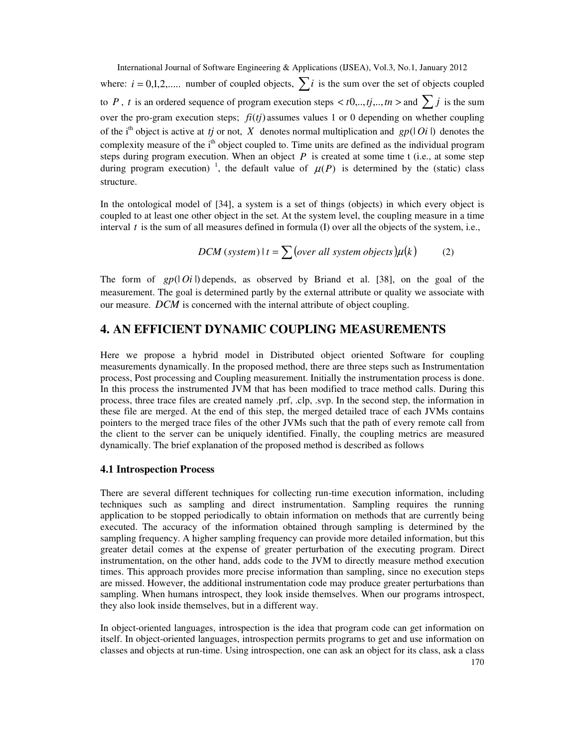where: $i = 0,1,2,.....$ number of coupled objects, $\sum i$ is the sum over the set of objects coupled to $P$, $t$ is an ordered sequence of program execution steps $< t0,..,tj,..,tn >$ and $\sum j$ is the sum over the pro-gram execution steps; $fi(tj)$ assumes values 1 or 0 depending on whether coupling of the i[th] object is active at $tj$ or not, $X$ denotes normal multiplication and $gp(|Oi|)$ denotes the complexity measure of the i[th] object coupled to. Time units are defined as the individual program steps during program execution. When an object $P$ is created at some time t (i.e., at some step during program execution) [1], the default value of $\mu(P)$ is determined by the (static) class structure.

In the ontological model of [34], a system is a set of things (objects) in which every object is coupled to at least one other object in the set. At the system level, the coupling measure in a time interval $t$ is the sum of all measures defined in formula (I) over all the objects of the system, i.e.,

$$DCM\,(system)\,|\,t = \sum \left(over\ all\ system\ objects\right)\mu(k) \qquad (2)$$

The form of $gp(|Oi|)$ depends, as observed by Briand et al. [38], on the goal of the measurement. The goal is determined partly by the external attribute or quality we associate with our measure. $DCM$ is concerned with the internal attribute of object coupling.

## 4. AN EFFICIENT DYNAMIC COUPLING MEASUREMENTS

Here we propose a hybrid model in Distributed object oriented Software for coupling measurements dynamically. In the proposed method, there are three steps such as Instrumentation process, Post processing and Coupling measurement. Initially the instrumentation process is done. In this process the instrumented JVM that has been modified to trace method calls. During this process, three trace files are created namely .prf, .clp, .svp. In the second step, the information in these file are merged. At the end of this step, the merged detailed trace of each JVMs contains pointers to the merged trace files of the other JVMs such that the path of every remote call from the client to the server can be uniquely identified. Finally, the coupling metrics are measured dynamically. The brief explanation of the proposed method is described as follows

### 4.1 Introspection Process

There are several different techniques for collecting run-time execution information, including techniques such as sampling and direct instrumentation. Sampling requires the running application to be stopped periodically to obtain information on methods that are currently being executed. The accuracy of the information obtained through sampling is determined by the sampling frequency. A higher sampling frequency can provide more detailed information, but this greater detail comes at the expense of greater perturbation of the executing program. Direct instrumentation, on the other hand, adds code to the JVM to directly measure method execution times. This approach provides more precise information than sampling, since no execution steps are missed. However, the additional instrumentation code may produce greater perturbations than sampling. When humans introspect, they look inside themselves. When our programs introspect, they also look inside themselves, but in a different way.

In object-oriented languages, introspection is the idea that program code can get information on itself. In object-oriented languages, introspection permits programs to get and use information on classes and objects at run-time. Using introspection, one can ask an object for its class, ask a class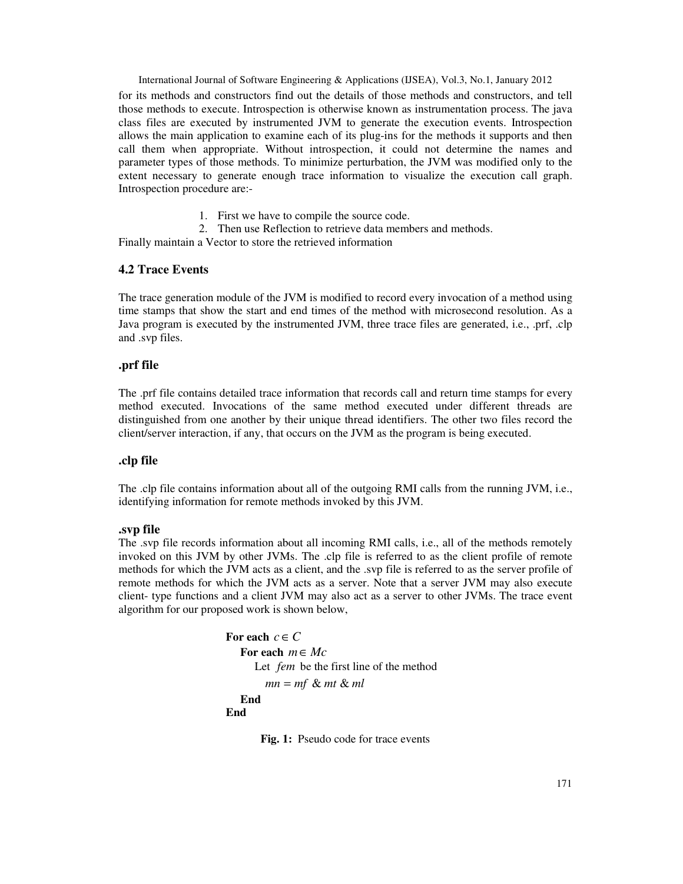for its methods and constructors find out the details of those methods and constructors, and tell those methods to execute. Introspection is otherwise known as instrumentation process. The java class files are executed by instrumented JVM to generate the execution events. Introspection allows the main application to examine each of its plug-ins for the methods it supports and then call them when appropriate. Without introspection, it could not determine the names and parameter types of those methods. To minimize perturbation, the JVM was modified only to the extent necessary to generate enough trace information to visualize the execution call graph. Introspection procedure are:-

1. First we have to compile the source code.
2. Then use Reflection to retrieve data members and methods.

Finally maintain a Vector to store the retrieved information

## 4.2 Trace Events

The trace generation module of the JVM is modified to record every invocation of a method using time stamps that show the start and end times of the method with microsecond resolution. As a Java program is executed by the instrumented JVM, three trace files are generated, i.e., .prf, .clp and .svp files.

### .prf file

The .prf file contains detailed trace information that records call and return time stamps for every method executed. Invocations of the same method executed under different threads are distinguished from one another by their unique thread identifiers. The other two files record the client/server interaction, if any, that occurs on the JVM as the program is being executed.

### .clp file

The .clp file contains information about all of the outgoing RMI calls from the running JVM, i.e., identifying information for remote methods invoked by this JVM.

### .svp file

The .svp file records information about all incoming RMI calls, i.e., all of the methods remotely invoked on this JVM by other JVMs. The .clp file is referred to as the client profile of remote methods for which the JVM acts as a client, and the .svp file is referred to as the server profile of remote methods for which the JVM acts as a server. Note that a server JVM may also execute client- type functions and a client JVM may also act as a server to other JVMs. The trace event algorithm for our proposed work is shown below,

**For each** $c \in C$
&nbsp;&nbsp;&nbsp;&nbsp;**For each** $m \in Mc$
&nbsp;&nbsp;&nbsp;&nbsp;&nbsp;&nbsp;&nbsp;&nbsp;Let $fem$ be the first line of the method
&nbsp;&nbsp;&nbsp;&nbsp;&nbsp;&nbsp;&nbsp;&nbsp;&nbsp;&nbsp;$mn = mf \;\&\; mt \;\&\; ml$
&nbsp;&nbsp;&nbsp;&nbsp;**End**
**End**

**Fig. 1:** Pseudo code for trace events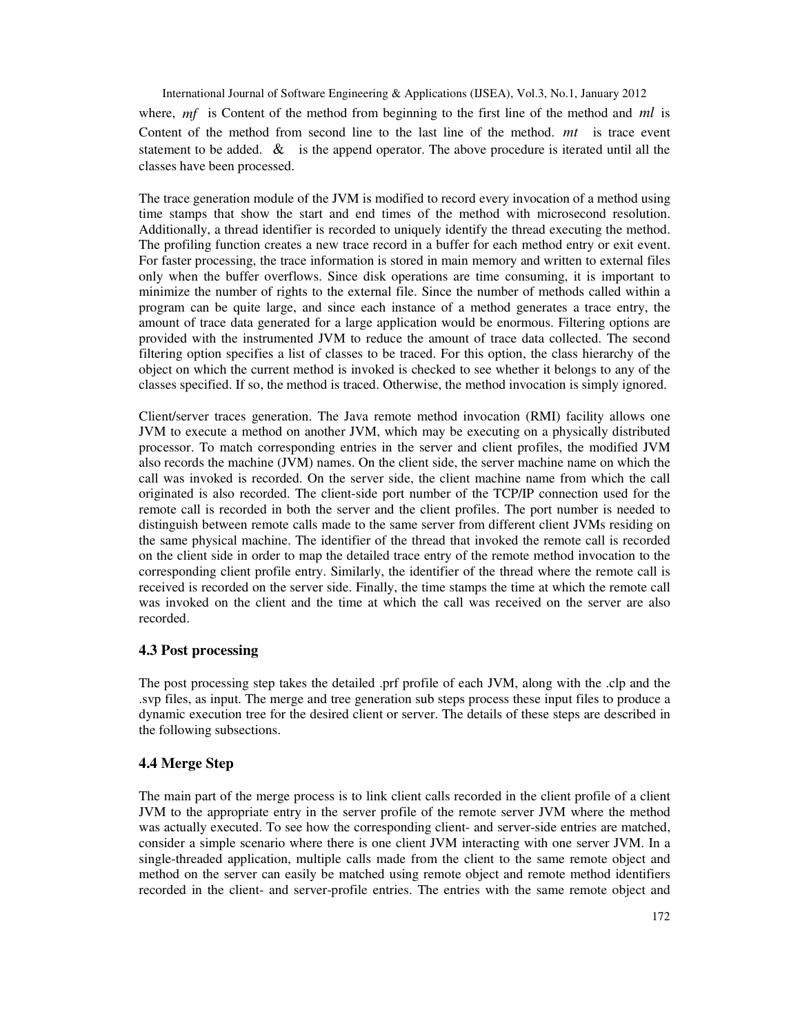where, $mf$ is Content of the method from beginning to the first line of the method and $ml$ is Content of the method from second line to the last line of the method. $mt$ is trace event statement to be added. & is the append operator. The above procedure is iterated until all the classes have been processed.

The trace generation module of the JVM is modified to record every invocation of a method using time stamps that show the start and end times of the method with microsecond resolution. Additionally, a thread identifier is recorded to uniquely identify the thread executing the method. The profiling function creates a new trace record in a buffer for each method entry or exit event. For faster processing, the trace information is stored in main memory and written to external files only when the buffer overflows. Since disk operations are time consuming, it is important to minimize the number of rights to the external file. Since the number of methods called within a program can be quite large, and since each instance of a method generates a trace entry, the amount of trace data generated for a large application would be enormous. Filtering options are provided with the instrumented JVM to reduce the amount of trace data collected. The second filtering option specifies a list of classes to be traced. For this option, the class hierarchy of the object on which the current method is invoked is checked to see whether it belongs to any of the classes specified. If so, the method is traced. Otherwise, the method invocation is simply ignored.

Client/server traces generation. The Java remote method invocation (RMI) facility allows one JVM to execute a method on another JVM, which may be executing on a physically distributed processor. To match corresponding entries in the server and client profiles, the modified JVM also records the machine (JVM) names. On the client side, the server machine name on which the call was invoked is recorded. On the server side, the client machine name from which the call originated is also recorded. The client-side port number of the TCP/IP connection used for the remote call is recorded in both the server and the client profiles. The port number is needed to distinguish between remote calls made to the same server from different client JVMs residing on the same physical machine. The identifier of the thread that invoked the remote call is recorded on the client side in order to map the detailed trace entry of the remote method invocation to the corresponding client profile entry. Similarly, the identifier of the thread where the remote call is received is recorded on the server side. Finally, the time stamps the time at which the remote call was invoked on the client and the time at which the call was received on the server are also recorded.

## 4.3 Post processing

The post processing step takes the detailed .prf profile of each JVM, along with the .clp and the .svp files, as input. The merge and tree generation sub steps process these input files to produce a dynamic execution tree for the desired client or server. The details of these steps are described in the following subsections.

## 4.4 Merge Step

The main part of the merge process is to link client calls recorded in the client profile of a client JVM to the appropriate entry in the server profile of the remote server JVM where the method was actually executed. To see how the corresponding client- and server-side entries are matched, consider a simple scenario where there is one client JVM interacting with one server JVM. In a single-threaded application, multiple calls made from the client to the same remote object and method on the server can easily be matched using remote object and remote method identifiers recorded in the client- and server-profile entries. The entries with the same remote object and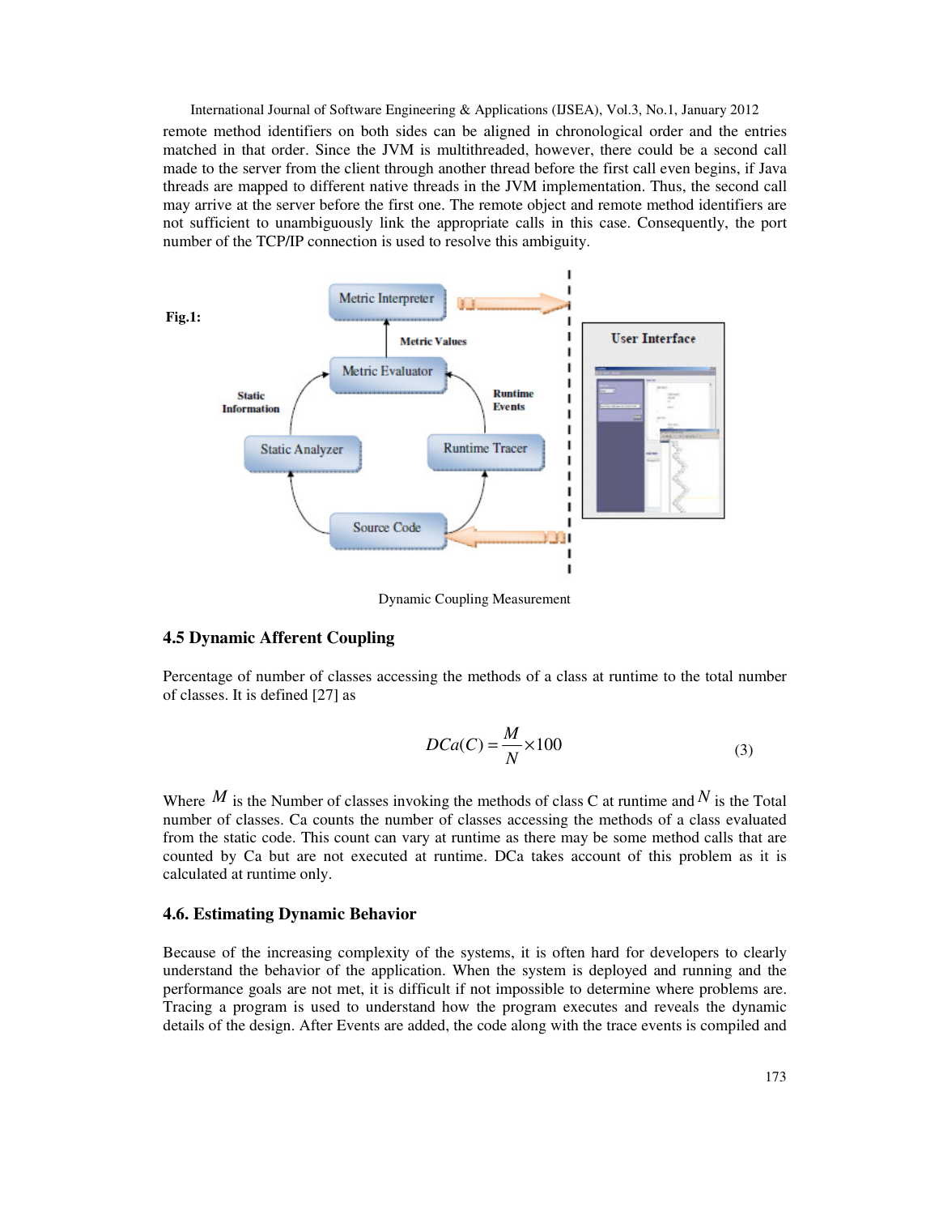remote method identifiers on both sides can be aligned in chronological order and the entries matched in that order. Since the JVM is multithreaded, however, there could be a second call made to the server from the client through another thread before the first call even begins, if Java threads are mapped to different native threads in the JVM implementation. Thus, the second call may arrive at the server before the first one. The remote object and remote method identifiers are not sufficient to unambiguously link the appropriate calls in this case. Consequently, the port number of the TCP/IP connection is used to resolve this ambiguity.

**Fig.1:**

Dynamic Coupling Measurement

### 4.5 Dynamic Afferent Coupling

Percentage of number of classes accessing the methods of a class at runtime to the total number of classes. It is defined [27] as

$$DCa(C) = \frac{M}{N} \times 100 \tag{3}$$

Where $M$ is the Number of classes invoking the methods of class C at runtime and $N$ is the Total number of classes. Ca counts the number of classes accessing the methods of a class evaluated from the static code. This count can vary at runtime as there may be some method calls that are counted by Ca but are not executed at runtime. DCa takes account of this problem as it is calculated at runtime only.

### 4.6. Estimating Dynamic Behavior

Because of the increasing complexity of the systems, it is often hard for developers to clearly understand the behavior of the application. When the system is deployed and running and the performance goals are not met, it is difficult if not impossible to determine where problems are. Tracing a program is used to understand how the program executes and reveals the dynamic details of the design. After Events are added, the code along with the trace events is compiled and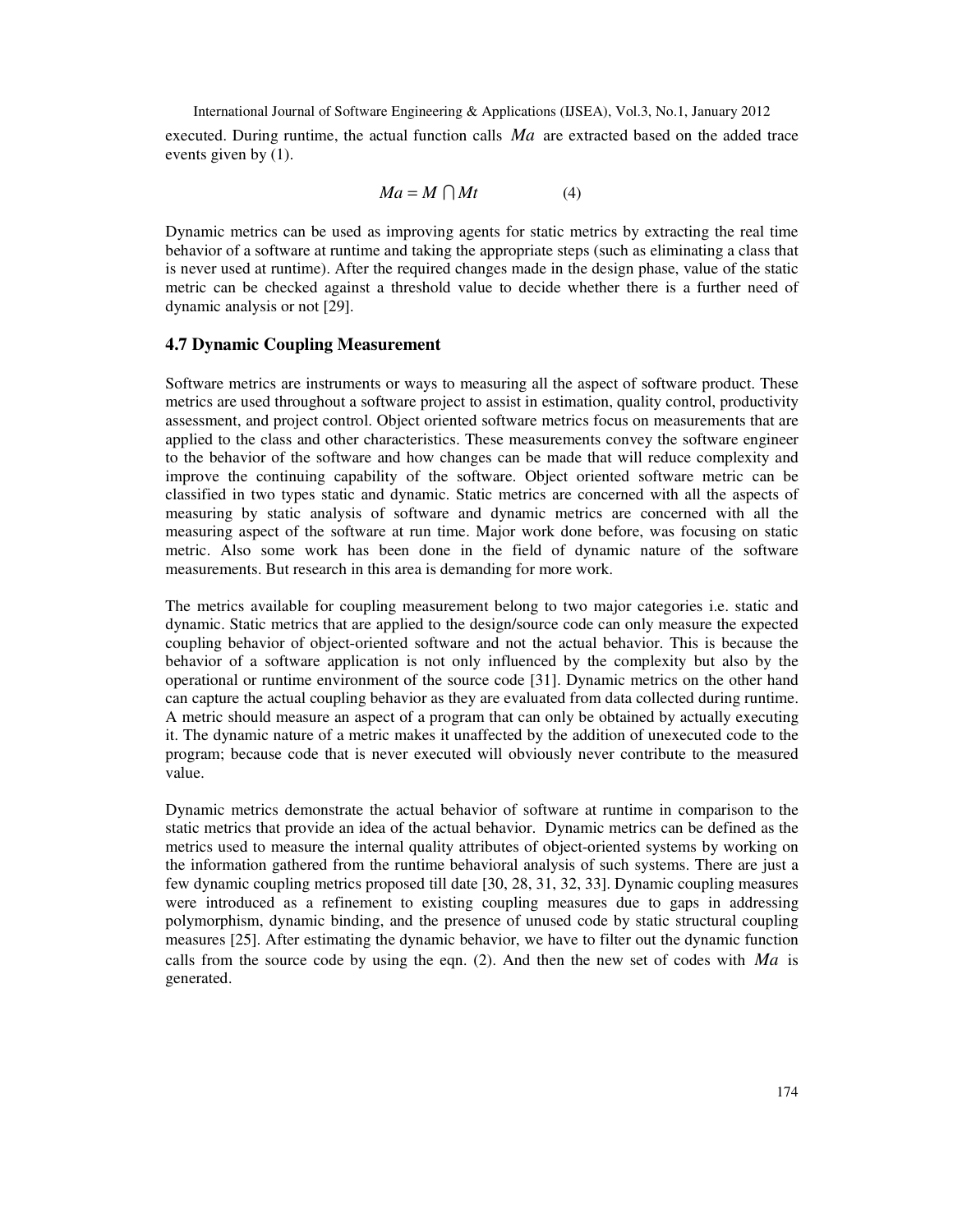executed. During runtime, the actual function calls $Ma$ are extracted based on the added trace events given by (1).

$$Ma = M \bigcap Mt \qquad (4)$$

Dynamic metrics can be used as improving agents for static metrics by extracting the real time behavior of a software at runtime and taking the appropriate steps (such as eliminating a class that is never used at runtime). After the required changes made in the design phase, value of the static metric can be checked against a threshold value to decide whether there is a further need of dynamic analysis or not [29].

### 4.7 Dynamic Coupling Measurement

Software metrics are instruments or ways to measuring all the aspect of software product. These metrics are used throughout a software project to assist in estimation, quality control, productivity assessment, and project control. Object oriented software metrics focus on measurements that are applied to the class and other characteristics. These measurements convey the software engineer to the behavior of the software and how changes can be made that will reduce complexity and improve the continuing capability of the software. Object oriented software metric can be classified in two types static and dynamic. Static metrics are concerned with all the aspects of measuring by static analysis of software and dynamic metrics are concerned with all the measuring aspect of the software at run time. Major work done before, was focusing on static metric. Also some work has been done in the field of dynamic nature of the software measurements. But research in this area is demanding for more work.

The metrics available for coupling measurement belong to two major categories i.e. static and dynamic. Static metrics that are applied to the design/source code can only measure the expected coupling behavior of object-oriented software and not the actual behavior. This is because the behavior of a software application is not only influenced by the complexity but also by the operational or runtime environment of the source code [31]. Dynamic metrics on the other hand can capture the actual coupling behavior as they are evaluated from data collected during runtime. A metric should measure an aspect of a program that can only be obtained by actually executing it. The dynamic nature of a metric makes it unaffected by the addition of unexecuted code to the program; because code that is never executed will obviously never contribute to the measured value.

Dynamic metrics demonstrate the actual behavior of software at runtime in comparison to the static metrics that provide an idea of the actual behavior. Dynamic metrics can be defined as the metrics used to measure the internal quality attributes of object-oriented systems by working on the information gathered from the runtime behavioral analysis of such systems. There are just a few dynamic coupling metrics proposed till date [30, 28, 31, 32, 33]. Dynamic coupling measures were introduced as a refinement to existing coupling measures due to gaps in addressing polymorphism, dynamic binding, and the presence of unused code by static structural coupling measures [25]. After estimating the dynamic behavior, we have to filter out the dynamic function calls from the source code by using the eqn. (2). And then the new set of codes with $Ma$ is generated.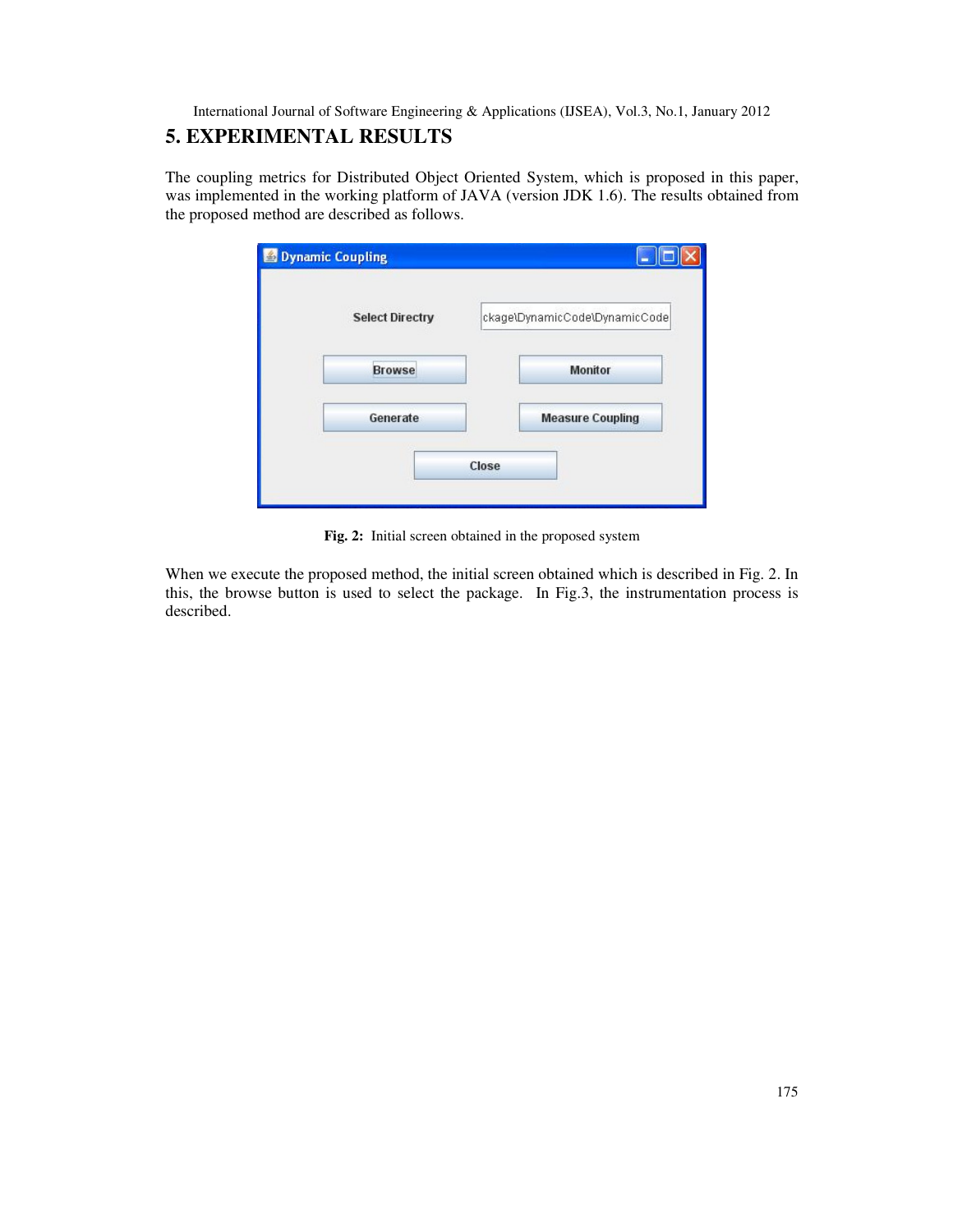## 5. EXPERIMENTAL RESULTS

The coupling metrics for Distributed Object Oriented System, which is proposed in this paper, was implemented in the working platform of JAVA (version JDK 1.6). The results obtained from the proposed method are described as follows.

**Fig. 2:** Initial screen obtained in the proposed system

When we execute the proposed method, the initial screen obtained which is described in Fig. 2. In this, the browse button is used to select the package. In Fig.3, the instrumentation process is described.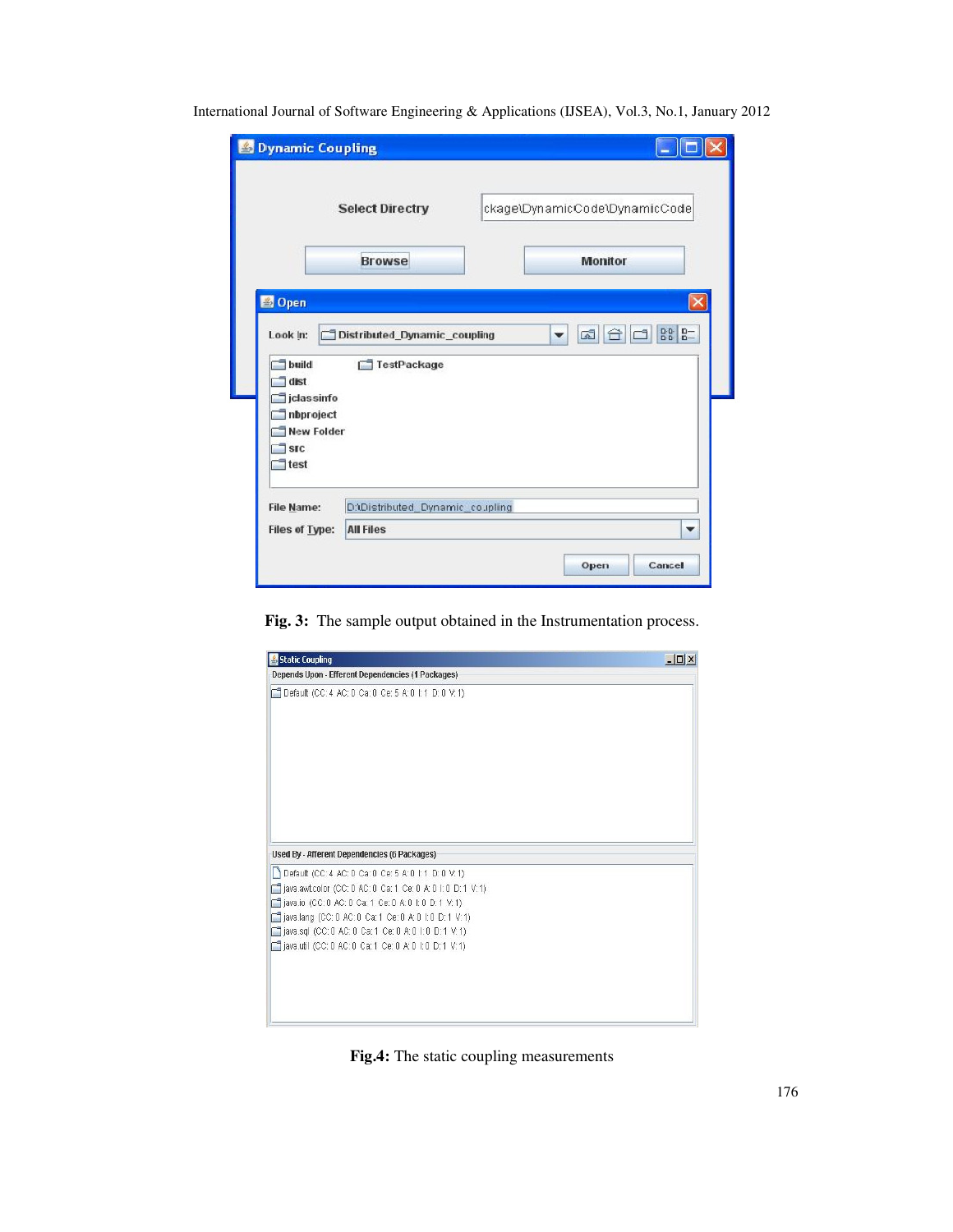**Fig. 3:** The sample output obtained in the Instrumentation process.

**Fig.4:** The static coupling measurements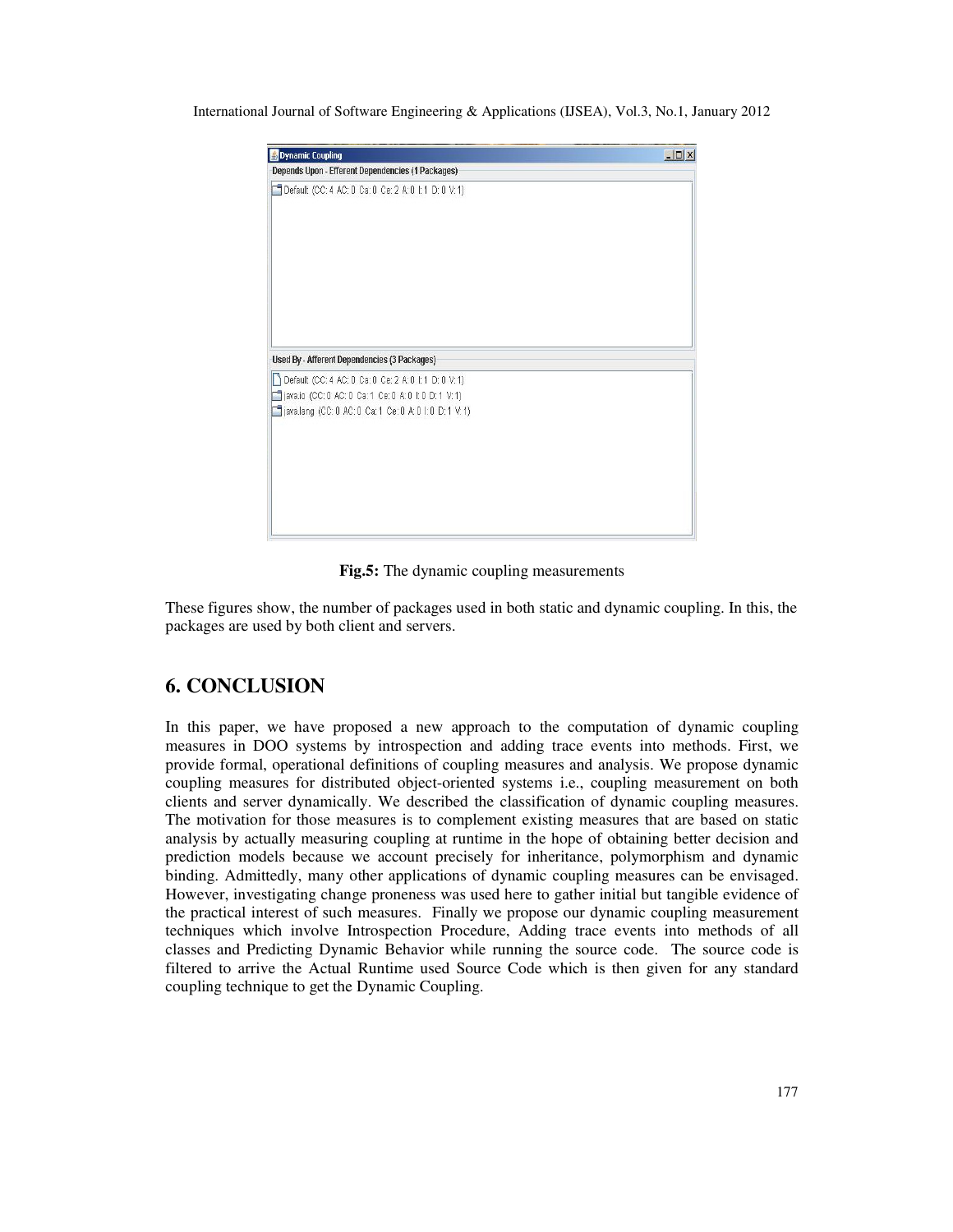Dynamic Coupling

Depends Upon - Efferent Dependencies (1 Packages)

Default (CC: 4 AC: 0 Ca: 0 Ce: 2 A: 0 I: 1 D: 0 V: 1)

Used By - Afferent Dependencies (3 Packages)

Default (CC: 4 AC: 0 Ca: 0 Ce: 2 A: 0 I: 1 D: 0 V: 1)

java.io (CC: 0 AC: 0 Ca: 1 Ce: 0 A: 0 I: 0 D: 1 V: 1)

java.lang (CC: 0 AC: 0 Ca: 1 Ce: 0 A: 0 I: 0 D: 1 V: 1)

**Fig.5:** The dynamic coupling measurements

These figures show, the number of packages used in both static and dynamic coupling. In this, the packages are used by both client and servers.

## 6. CONCLUSION

In this paper, we have proposed a new approach to the computation of dynamic coupling measures in DOO systems by introspection and adding trace events into methods. First, we provide formal, operational definitions of coupling measures and analysis. We propose dynamic coupling measures for distributed object-oriented systems i.e., coupling measurement on both clients and server dynamically. We described the classification of dynamic coupling measures. The motivation for those measures is to complement existing measures that are based on static analysis by actually measuring coupling at runtime in the hope of obtaining better decision and prediction models because we account precisely for inheritance, polymorphism and dynamic binding. Admittedly, many other applications of dynamic coupling measures can be envisaged. However, investigating change proneness was used here to gather initial but tangible evidence of the practical interest of such measures. Finally we propose our dynamic coupling measurement techniques which involve Introspection Procedure, Adding trace events into methods of all classes and Predicting Dynamic Behavior while running the source code. The source code is filtered to arrive the Actual Runtime used Source Code which is then given for any standard coupling technique to get the Dynamic Coupling.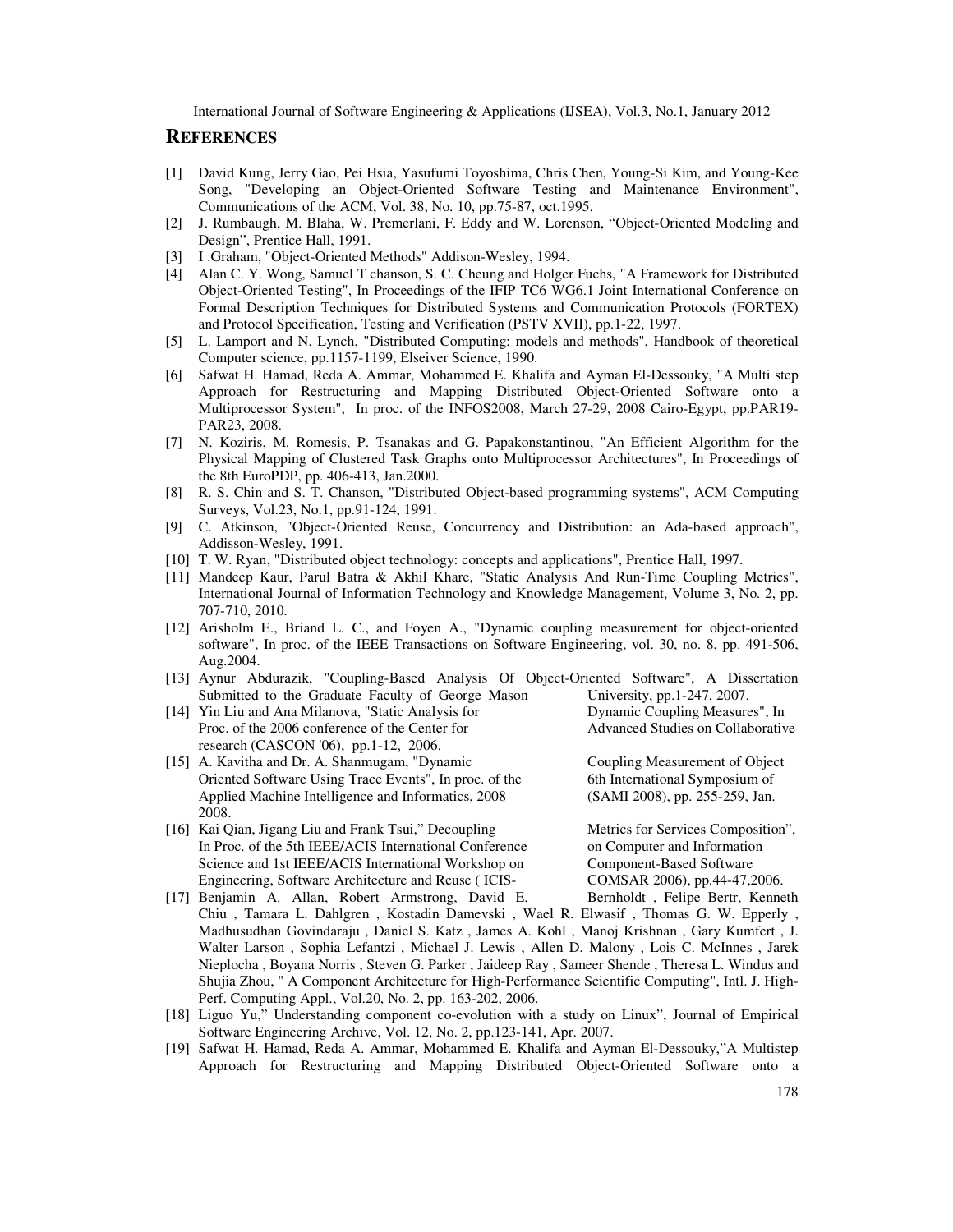## REFERENCES

[1] David Kung, Jerry Gao, Pei Hsia, Yasufumi Toyoshima, Chris Chen, Young-Si Kim, and Young-Kee Song, "Developing an Object-Oriented Software Testing and Maintenance Environment", Communications of the ACM, Vol. 38, No. 10, pp.75-87, oct.1995.

[2] J. Rumbaugh, M. Blaha, W. Premerlani, F. Eddy and W. Lorenson, "Object-Oriented Modeling and Design", Prentice Hall, 1991.

[3] I .Graham, "Object-Oriented Methods" Addison-Wesley, 1994.

[4] Alan C. Y. Wong, Samuel T chanson, S. C. Cheung and Holger Fuchs, "A Framework for Distributed Object-Oriented Testing", In Proceedings of the IFIP TC6 WG6.1 Joint International Conference on Formal Description Techniques for Distributed Systems and Communication Protocols (FORTEX) and Protocol Specification, Testing and Verification (PSTV XVII), pp.1-22, 1997.

[5] L. Lamport and N. Lynch, "Distributed Computing: models and methods", Handbook of theoretical Computer science, pp.1157-1199, Elseiver Science, 1990.

[6] Safwat H. Hamad, Reda A. Ammar, Mohammed E. Khalifa and Ayman El-Dessouky, "A Multi step Approach for Restructuring and Mapping Distributed Object-Oriented Software onto a Multiprocessor System", In proc. of the INFOS2008, March 27-29, 2008 Cairo-Egypt, pp.PAR19-PAR23, 2008.

[7] N. Koziris, M. Romesis, P. Tsanakas and G. Papakonstantinou, "An Efficient Algorithm for the Physical Mapping of Clustered Task Graphs onto Multiprocessor Architectures", In Proceedings of the 8th EuroPDP, pp. 406-413, Jan.2000.

[8] R. S. Chin and S. T. Chanson, "Distributed Object-based programming systems", ACM Computing Surveys, Vol.23, No.1, pp.91-124, 1991.

[9] C. Atkinson, "Object-Oriented Reuse, Concurrency and Distribution: an Ada-based approach", Addisson-Wesley, 1991.

[10] T. W. Ryan, "Distributed object technology: concepts and applications", Prentice Hall, 1997.

[11] Mandeep Kaur, Parul Batra & Akhil Khare, "Static Analysis And Run-Time Coupling Metrics", International Journal of Information Technology and Knowledge Management, Volume 3, No. 2, pp. 707-710, 2010.

[12] Arisholm E., Briand L. C., and Foyen A., "Dynamic coupling measurement for object-oriented software", In proc. of the IEEE Transactions on Software Engineering, vol. 30, no. 8, pp. 491-506, Aug.2004.

[13] Aynur Abdurazik, "Coupling-Based Analysis Of Object-Oriented Software", A Dissertation Submitted to the Graduate Faculty of George Mason University, pp.1-247, 2007.

[14] Yin Liu and Ana Milanova, "Static Analysis for Dynamic Coupling Measures", In Proc. of the 2006 conference of the Center for Advanced Studies on Collaborative research (CASCON '06), pp.1-12, 2006.

[15] A. Kavitha and Dr. A. Shanmugam, "Dynamic Coupling Measurement of Object Oriented Software Using Trace Events", In proc. of the 6th International Symposium of Applied Machine Intelligence and Informatics, 2008 (SAMI 2008), pp. 255-259, Jan. 2008.

[16] Kai Qian, Jigang Liu and Frank Tsui," Decoupling Metrics for Services Composition", In Proc. of the 5th IEEE/ACIS International Conference on Computer and Information Science and 1st IEEE/ACIS International Workshop on Component-Based Software Engineering, Software Architecture and Reuse ( ICIS-COMSAR 2006), pp.44-47,2006.

[17] Benjamin A. Allan, Robert Armstrong, David E. Bernholdt , Felipe Bertr, Kenneth Chiu , Tamara L. Dahlgren , Kostadin Damevski , Wael R. Elwasif , Thomas G. W. Epperly , Madhusudhan Govindaraju , Daniel S. Katz , James A. Kohl , Manoj Krishnan , Gary Kumfert , J. Walter Larson , Sophia Lefantzi , Michael J. Lewis , Allen D. Malony , Lois C. McInnes , Jarek Nieplocha , Boyana Norris , Steven G. Parker , Jaideep Ray , Sameer Shende , Theresa L. Windus and Shujia Zhou, " A Component Architecture for High-Performance Scientific Computing", Intl. J. High-Perf. Computing Appl., Vol.20, No. 2, pp. 163-202, 2006.

[18] Liguo Yu," Understanding component co-evolution with a study on Linux", Journal of Empirical Software Engineering Archive, Vol. 12, No. 2, pp.123-141, Apr. 2007.

[19] Safwat H. Hamad, Reda A. Ammar, Mohammed E. Khalifa and Ayman El-Dessouky,"A Multistep Approach for Restructuring and Mapping Distributed Object-Oriented Software onto a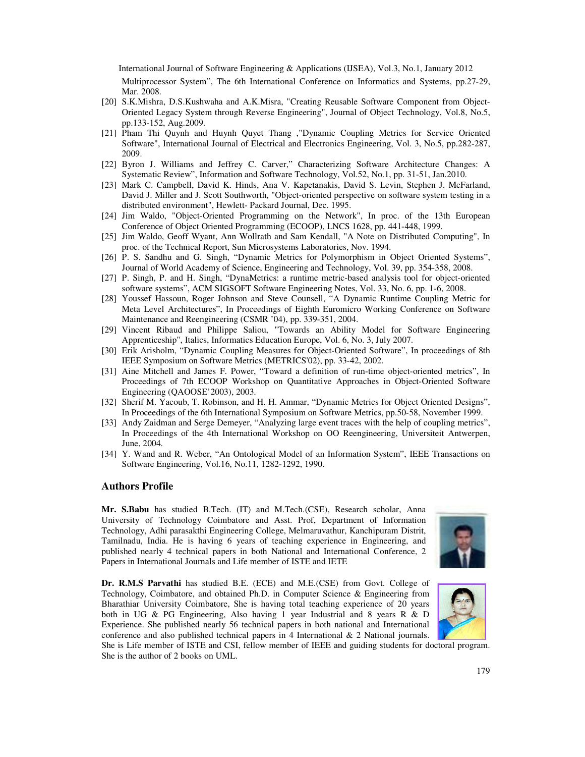Multiprocessor System", The 6th International Conference on Informatics and Systems, pp.27-29, Mar. 2008.

[20] S.K.Mishra, D.S.Kushwaha and A.K.Misra, "Creating Reusable Software Component from Object-Oriented Legacy System through Reverse Engineering", Journal of Object Technology, Vol.8, No.5, pp.133-152, Aug.2009.

[21] Pham Thi Quynh and Huynh Quyet Thang ,"Dynamic Coupling Metrics for Service Oriented Software", International Journal of Electrical and Electronics Engineering, Vol. 3, No.5, pp.282-287, 2009.

[22] Byron J. Williams and Jeffrey C. Carver," Characterizing Software Architecture Changes: A Systematic Review", Information and Software Technology, Vol.52, No.1, pp. 31-51, Jan.2010.

[23] Mark C. Campbell, David K. Hinds, Ana V. Kapetanakis, David S. Levin, Stephen J. McFarland, David J. Miller and J. Scott Southworth, "Object-oriented perspective on software system testing in a distributed environment", Hewlett- Packard Journal, Dec. 1995.

[24] Jim Waldo, "Object-Oriented Programming on the Network", In proc. of the 13th European Conference of Object Oriented Programming (ECOOP), LNCS 1628, pp. 441-448, 1999.

[25] Jim Waldo, Geoff Wyant, Ann Wollrath and Sam Kendall, "A Note on Distributed Computing", In proc. of the Technical Report, Sun Microsystems Laboratories, Nov. 1994.

[26] P. S. Sandhu and G. Singh, "Dynamic Metrics for Polymorphism in Object Oriented Systems", Journal of World Academy of Science, Engineering and Technology, Vol. 39, pp. 354-358, 2008.

[27] P. Singh, P. and H. Singh, "DynaMetrics: a runtime metric-based analysis tool for object-oriented software systems", ACM SIGSOFT Software Engineering Notes, Vol. 33, No. 6, pp. 1-6, 2008.

[28] Youssef Hassoun, Roger Johnson and Steve Counsell, "A Dynamic Runtime Coupling Metric for Meta Level Architectures", In Proceedings of Eighth Euromicro Working Conference on Software Maintenance and Reengineering (CSMR '04), pp. 339-351, 2004.

[29] Vincent Ribaud and Philippe Saliou, "Towards an Ability Model for Software Engineering Apprenticeship", Italics, Informatics Education Europe, Vol. 6, No. 3, July 2007.

[30] Erik Arisholm, "Dynamic Coupling Measures for Object-Oriented Software", In proceedings of 8th IEEE Symposium on Software Metrics (METRICS'02), pp. 33-42, 2002.

[31] Aine Mitchell and James F. Power, "Toward a definition of run-time object-oriented metrics", In Proceedings of 7th ECOOP Workshop on Quantitative Approaches in Object-Oriented Software Engineering (QAOOSE'2003), 2003.

[32] Sherif M. Yacoub, T. Robinson, and H. H. Ammar, "Dynamic Metrics for Object Oriented Designs", In Proceedings of the 6th International Symposium on Software Metrics, pp.50-58, November 1999.

[33] Andy Zaidman and Serge Demeyer, "Analyzing large event traces with the help of coupling metrics", In Proceedings of the 4th International Workshop on OO Reengineering, Universiteit Antwerpen, June, 2004.

[34] Y. Wand and R. Weber, "An Ontological Model of an Information System", IEEE Transactions on Software Engineering, Vol.16, No.11, 1282-1292, 1990.

## Authors Profile

**Mr. S.Babu** has studied B.Tech. (IT) and M.Tech.(CSE), Research scholar, Anna University of Technology Coimbatore and Asst. Prof, Department of Information Technology, Adhi parasakthi Engineering College, Melmaruvathur, Kanchipuram Distrit, Tamilnadu, India. He is having 6 years of teaching experience in Engineering, and published nearly 4 technical papers in both National and International Conference, 2 Papers in International Journals and Life member of ISTE and IETE

**Dr. R.M.S Parvathi** has studied B.E. (ECE) and M.E.(CSE) from Govt. College of Technology, Coimbatore, and obtained Ph.D. in Computer Science & Engineering from Bharathiar University Coimbatore, She is having total teaching experience of 20 years both in UG & PG Engineering, Also having 1 year Industrial and 8 years R & D Experience. She published nearly 56 technical papers in both national and International conference and also published technical papers in 4 International & 2 National journals. She is Life member of ISTE and CSI, fellow member of IEEE and guiding students for doctoral program. She is the author of 2 books on UML.